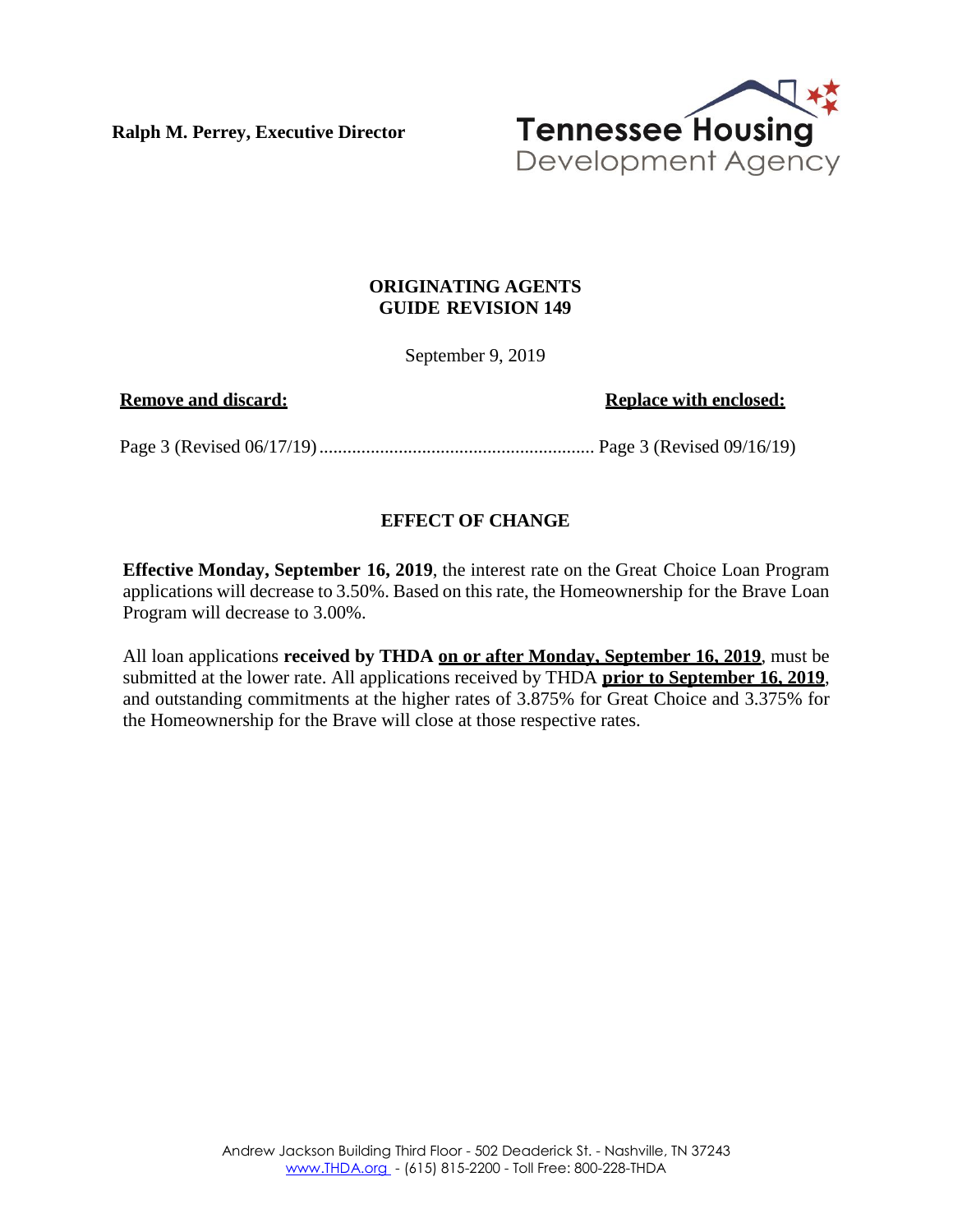**Ralph M. Perrey, Executive Director**

Tennessee Housing Development Agency

**ORIGINATING AGENTS GUIDE REVISION 149**

September 9, 2019

| **Remove and discard:** | **Replace with enclosed:** |
| --- | --- |
| Page 3 (Revised 06/17/19) | Page 3 (Revised 09/16/19) |

## EFFECT OF CHANGE

**Effective Monday, September 16, 2019**, the interest rate on the Great Choice Loan Program applications will decrease to 3.50%. Based on this rate, the Homeownership for the Brave Loan Program will decrease to 3.00%.

All loan applications **received by THDA on or after Monday, September 16, 2019**, must be submitted at the lower rate. All applications received by THDA **prior to September 16, 2019**, and outstanding commitments at the higher rates of 3.875% for Great Choice and 3.375% for the Homeownership for the Brave will close at those respective rates.

Andrew Jackson Building Third Floor - 502 Deaderick St. - Nashville, TN 37243
www.THDA.org - (615) 815-2200 - Toll Free: 800-228-THDA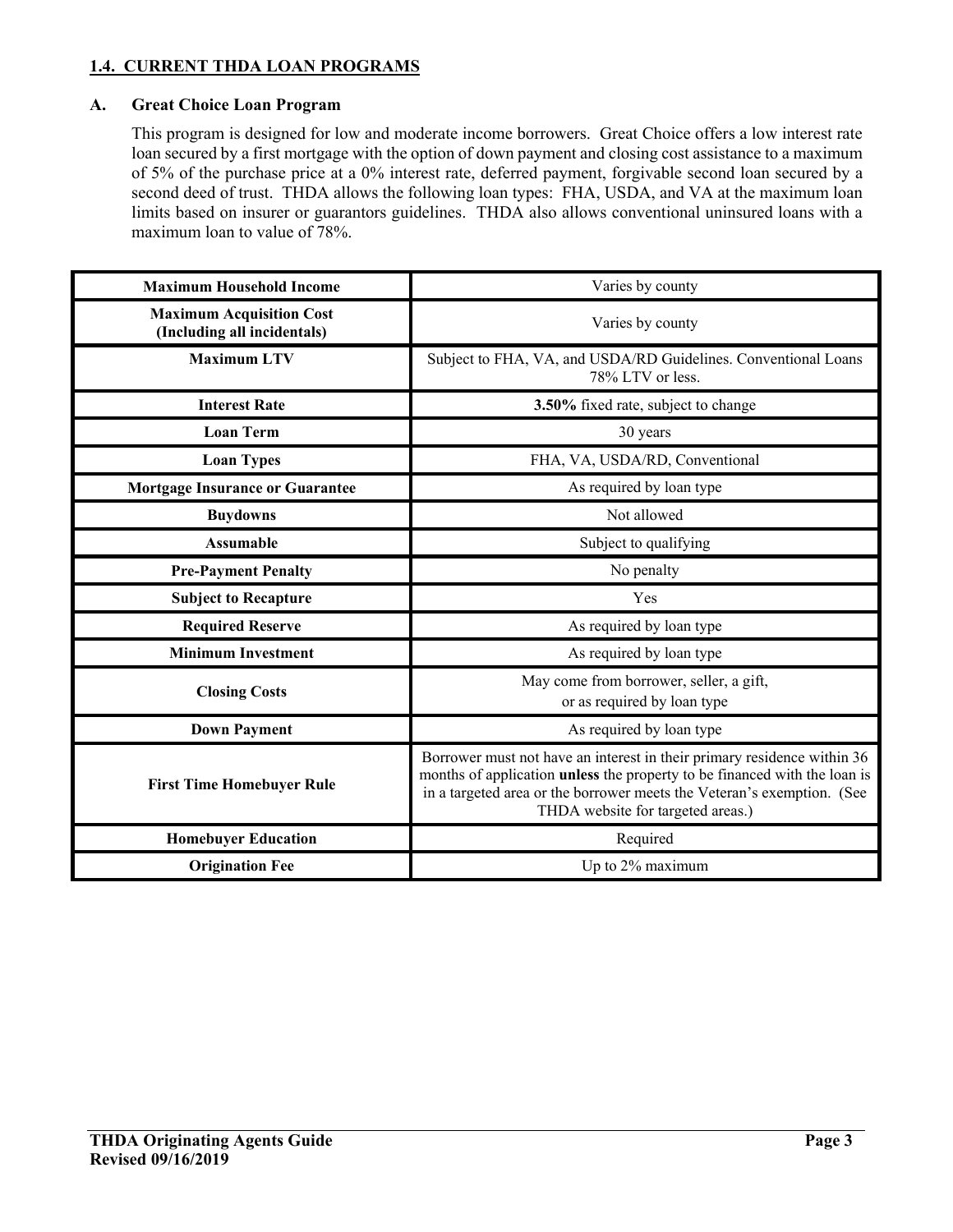## 1.4. CURRENT THDA LOAN PROGRAMS

### A. Great Choice Loan Program

This program is designed for low and moderate income borrowers. Great Choice offers a low interest rate loan secured by a first mortgage with the option of down payment and closing cost assistance to a maximum of 5% of the purchase price at a 0% interest rate, deferred payment, forgivable second loan secured by a second deed of trust. THDA allows the following loan types: FHA, USDA, and VA at the maximum loan limits based on insurer or guarantors guidelines. THDA also allows conventional uninsured loans with a maximum loan to value of 78%.

| | |
|---|---|
| **Maximum Household Income** | Varies by county |
| **Maximum Acquisition Cost (Including all incidentals)** | Varies by county |
| **Maximum LTV** | Subject to FHA, VA, and USDA/RD Guidelines. Conventional Loans 78% LTV or less. |
| **Interest Rate** | **3.50%** fixed rate, subject to change |
| **Loan Term** | 30 years |
| **Loan Types** | FHA, VA, USDA/RD, Conventional |
| **Mortgage Insurance or Guarantee** | As required by loan type |
| **Buydowns** | Not allowed |
| **Assumable** | Subject to qualifying |
| **Pre-Payment Penalty** | No penalty |
| **Subject to Recapture** | Yes |
| **Required Reserve** | As required by loan type |
| **Minimum Investment** | As required by loan type |
| **Closing Costs** | May come from borrower, seller, a gift, or as required by loan type |
| **Down Payment** | As required by loan type |
| **First Time Homebuyer Rule** | Borrower must not have an interest in their primary residence within 36 months of application **unless** the property to be financed with the loan is in a targeted area or the borrower meets the Veteran's exemption. (See THDA website for targeted areas.) |
| **Homebuyer Education** | Required |
| **Origination Fee** | Up to 2% maximum |